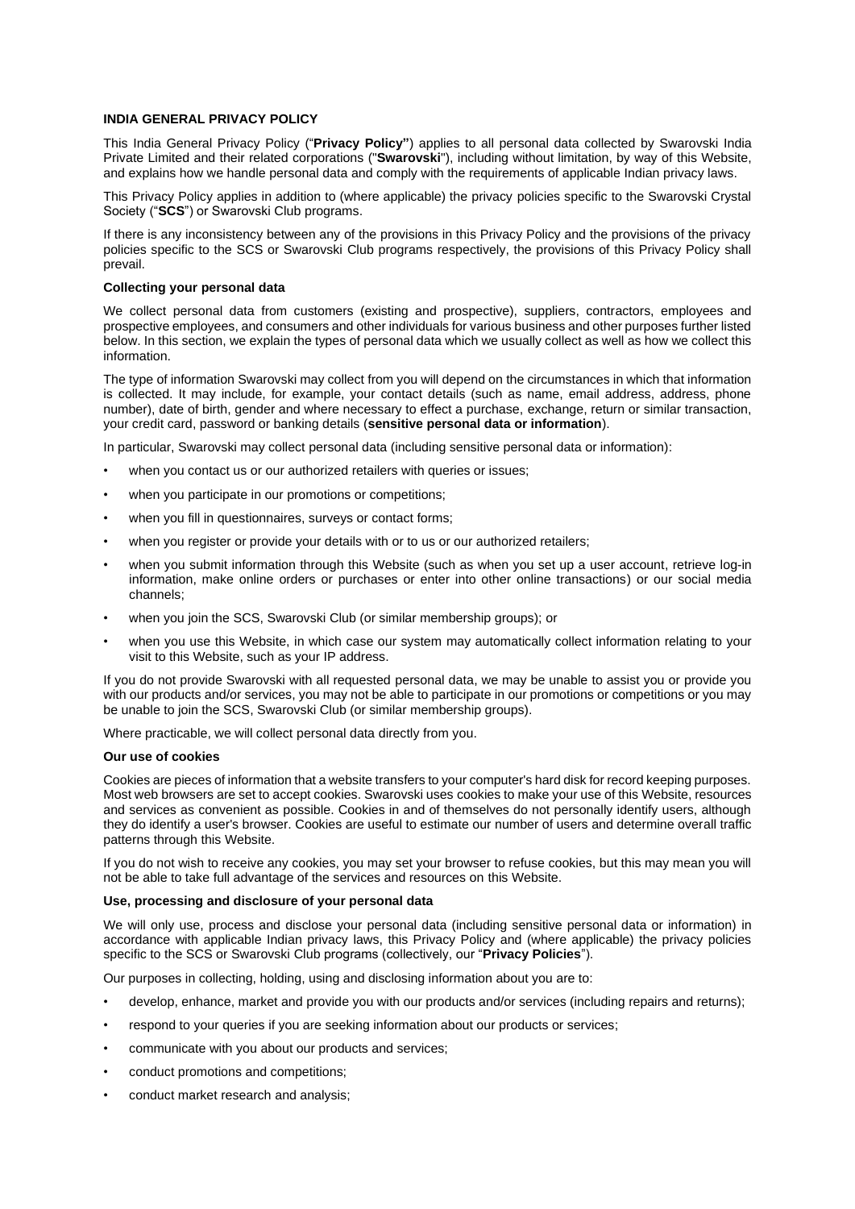# INDIA GENERAL PRIVACY POLICY

This India General Privacy Policy ("**Privacy Policy"**) applies to all personal data collected by Swarovski India Private Limited and their related corporations ("**Swarovski**"), including without limitation, by way of this Website, and explains how we handle personal data and comply with the requirements of applicable Indian privacy laws.

This Privacy Policy applies in addition to (where applicable) the privacy policies specific to the Swarovski Crystal Society ("**SCS**") or Swarovski Club programs.

If there is any inconsistency between any of the provisions in this Privacy Policy and the provisions of the privacy policies specific to the SCS or Swarovski Club programs respectively, the provisions of this Privacy Policy shall prevail.

## Collecting your personal data

We collect personal data from customers (existing and prospective), suppliers, contractors, employees and prospective employees, and consumers and other individuals for various business and other purposes further listed below. In this section, we explain the types of personal data which we usually collect as well as how we collect this information.

The type of information Swarovski may collect from you will depend on the circumstances in which that information is collected. It may include, for example, your contact details (such as name, email address, address, phone number), date of birth, gender and where necessary to effect a purchase, exchange, return or similar transaction, your credit card, password or banking details (**sensitive personal data or information**).

In particular, Swarovski may collect personal data (including sensitive personal data or information):

- when you contact us or our authorized retailers with queries or issues;
- when you participate in our promotions or competitions;
- when you fill in questionnaires, surveys or contact forms;
- when you register or provide your details with or to us or our authorized retailers;
- when you submit information through this Website (such as when you set up a user account, retrieve log-in information, make online orders or purchases or enter into other online transactions) or our social media channels;
- when you join the SCS, Swarovski Club (or similar membership groups); or
- when you use this Website, in which case our system may automatically collect information relating to your visit to this Website, such as your IP address.

If you do not provide Swarovski with all requested personal data, we may be unable to assist you or provide you with our products and/or services, you may not be able to participate in our promotions or competitions or you may be unable to join the SCS, Swarovski Club (or similar membership groups).

Where practicable, we will collect personal data directly from you.

## Our use of cookies

Cookies are pieces of information that a website transfers to your computer's hard disk for record keeping purposes. Most web browsers are set to accept cookies. Swarovski uses cookies to make your use of this Website, resources and services as convenient as possible. Cookies in and of themselves do not personally identify users, although they do identify a user's browser. Cookies are useful to estimate our number of users and determine overall traffic patterns through this Website.

If you do not wish to receive any cookies, you may set your browser to refuse cookies, but this may mean you will not be able to take full advantage of the services and resources on this Website.

## Use, processing and disclosure of your personal data

We will only use, process and disclose your personal data (including sensitive personal data or information) in accordance with applicable Indian privacy laws, this Privacy Policy and (where applicable) the privacy policies specific to the SCS or Swarovski Club programs (collectively, our "**Privacy Policies**").

Our purposes in collecting, holding, using and disclosing information about you are to:

- develop, enhance, market and provide you with our products and/or services (including repairs and returns);
- respond to your queries if you are seeking information about our products or services;
- communicate with you about our products and services;
- conduct promotions and competitions;
- conduct market research and analysis;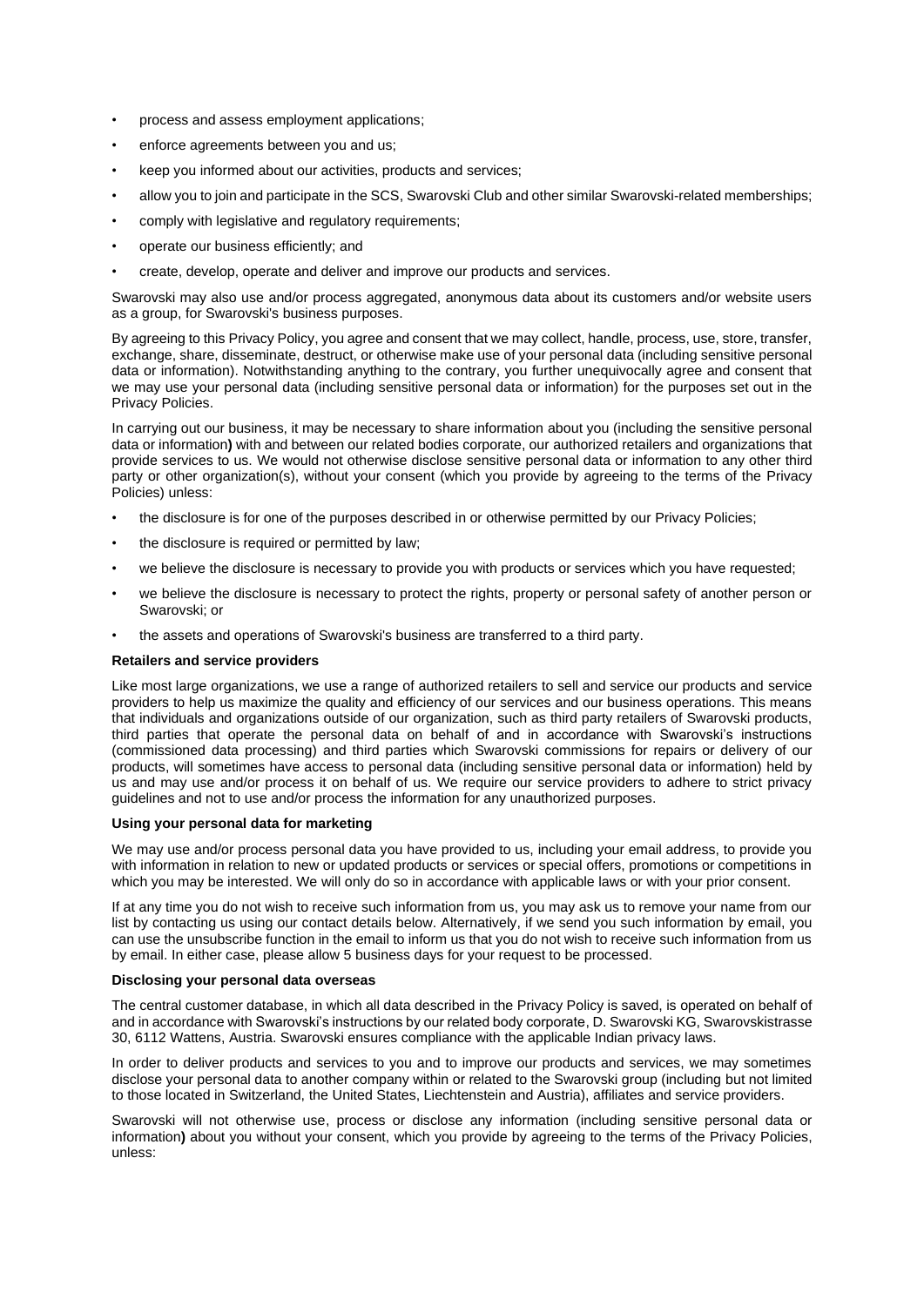- process and assess employment applications;
- enforce agreements between you and us;
- keep you informed about our activities, products and services;
- allow you to join and participate in the SCS, Swarovski Club and other similar Swarovski-related memberships;
- comply with legislative and regulatory requirements;
- operate our business efficiently; and
- create, develop, operate and deliver and improve our products and services.

Swarovski may also use and/or process aggregated, anonymous data about its customers and/or website users as a group, for Swarovski's business purposes.

By agreeing to this Privacy Policy, you agree and consent that we may collect, handle, process, use, store, transfer, exchange, share, disseminate, destruct, or otherwise make use of your personal data (including sensitive personal data or information). Notwithstanding anything to the contrary, you further unequivocally agree and consent that we may use your personal data (including sensitive personal data or information) for the purposes set out in the Privacy Policies.

In carrying out our business, it may be necessary to share information about you (including the sensitive personal data or information**)** with and between our related bodies corporate, our authorized retailers and organizations that provide services to us. We would not otherwise disclose sensitive personal data or information to any other third party or other organization(s), without your consent (which you provide by agreeing to the terms of the Privacy Policies) unless:

- the disclosure is for one of the purposes described in or otherwise permitted by our Privacy Policies;
- the disclosure is required or permitted by law;
- we believe the disclosure is necessary to provide you with products or services which you have requested;
- we believe the disclosure is necessary to protect the rights, property or personal safety of another person or Swarovski; or
- the assets and operations of Swarovski's business are transferred to a third party.

**Retailers and service providers**

Like most large organizations, we use a range of authorized retailers to sell and service our products and service providers to help us maximize the quality and efficiency of our services and our business operations. This means that individuals and organizations outside of our organization, such as third party retailers of Swarovski products, third parties that operate the personal data on behalf of and in accordance with Swarovski's instructions (commissioned data processing) and third parties which Swarovski commissions for repairs or delivery of our products, will sometimes have access to personal data (including sensitive personal data or information) held by us and may use and/or process it on behalf of us. We require our service providers to adhere to strict privacy guidelines and not to use and/or process the information for any unauthorized purposes.

**Using your personal data for marketing**

We may use and/or process personal data you have provided to us, including your email address, to provide you with information in relation to new or updated products or services or special offers, promotions or competitions in which you may be interested. We will only do so in accordance with applicable laws or with your prior consent.

If at any time you do not wish to receive such information from us, you may ask us to remove your name from our list by contacting us using our contact details below. Alternatively, if we send you such information by email, you can use the unsubscribe function in the email to inform us that you do not wish to receive such information from us by email. In either case, please allow 5 business days for your request to be processed.

**Disclosing your personal data overseas**

The central customer database, in which all data described in the Privacy Policy is saved, is operated on behalf of and in accordance with Swarovski's instructions by our related body corporate, D. Swarovski KG, Swarovskistrasse 30, 6112 Wattens, Austria. Swarovski ensures compliance with the applicable Indian privacy laws.

In order to deliver products and services to you and to improve our products and services, we may sometimes disclose your personal data to another company within or related to the Swarovski group (including but not limited to those located in Switzerland, the United States, Liechtenstein and Austria), affiliates and service providers.

Swarovski will not otherwise use, process or disclose any information (including sensitive personal data or information**)** about you without your consent, which you provide by agreeing to the terms of the Privacy Policies, unless: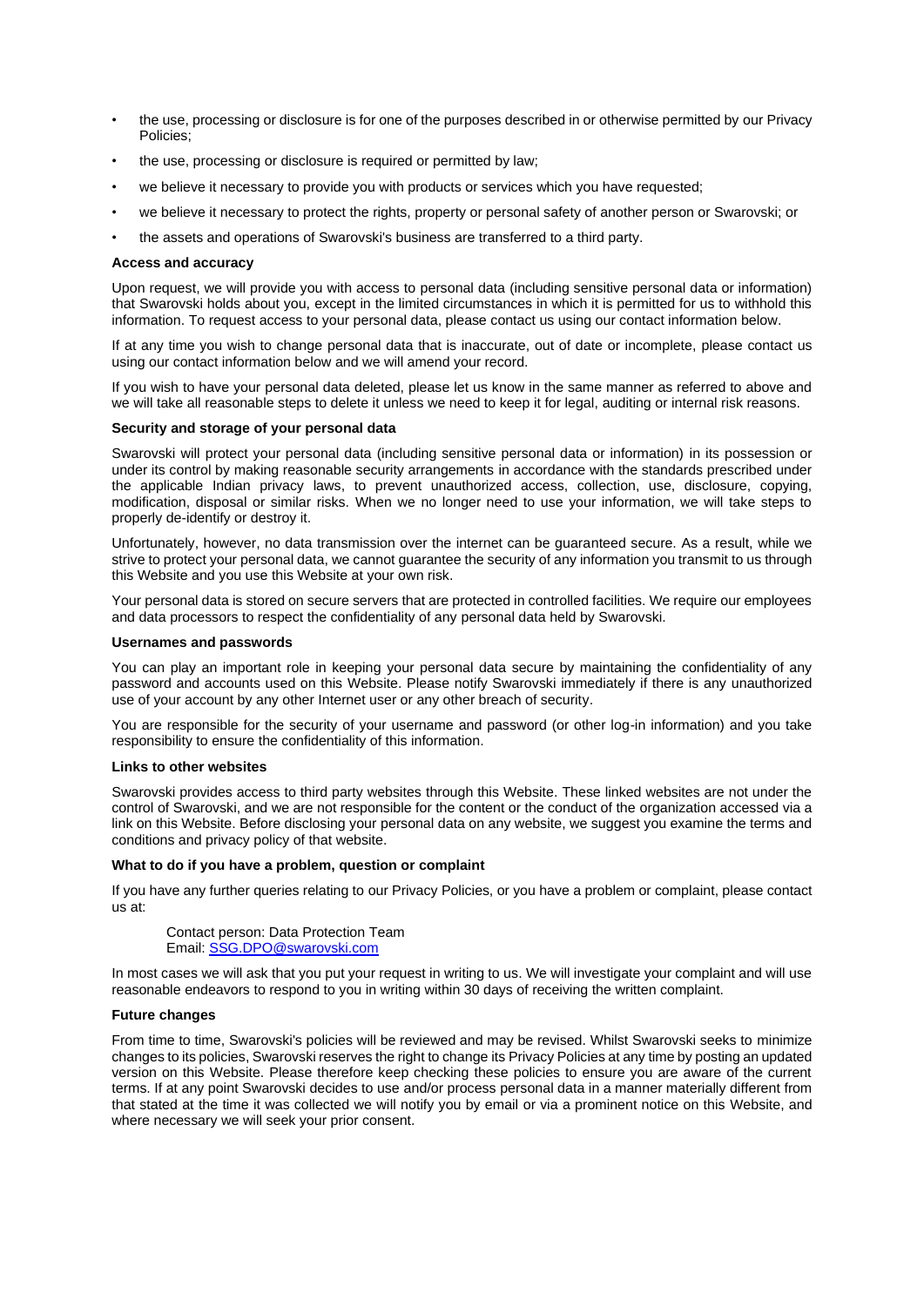- the use, processing or disclosure is for one of the purposes described in or otherwise permitted by our Privacy Policies;
- the use, processing or disclosure is required or permitted by law;
- we believe it necessary to provide you with products or services which you have requested;
- we believe it necessary to protect the rights, property or personal safety of another person or Swarovski; or
- the assets and operations of Swarovski's business are transferred to a third party.

**Access and accuracy**

Upon request, we will provide you with access to personal data (including sensitive personal data or information) that Swarovski holds about you, except in the limited circumstances in which it is permitted for us to withhold this information. To request access to your personal data, please contact us using our contact information below.

If at any time you wish to change personal data that is inaccurate, out of date or incomplete, please contact us using our contact information below and we will amend your record.

If you wish to have your personal data deleted, please let us know in the same manner as referred to above and we will take all reasonable steps to delete it unless we need to keep it for legal, auditing or internal risk reasons.

**Security and storage of your personal data**

Swarovski will protect your personal data (including sensitive personal data or information) in its possession or under its control by making reasonable security arrangements in accordance with the standards prescribed under the applicable Indian privacy laws, to prevent unauthorized access, collection, use, disclosure, copying, modification, disposal or similar risks. When we no longer need to use your information, we will take steps to properly de-identify or destroy it.

Unfortunately, however, no data transmission over the internet can be guaranteed secure. As a result, while we strive to protect your personal data, we cannot guarantee the security of any information you transmit to us through this Website and you use this Website at your own risk.

Your personal data is stored on secure servers that are protected in controlled facilities. We require our employees and data processors to respect the confidentiality of any personal data held by Swarovski.

**Usernames and passwords**

You can play an important role in keeping your personal data secure by maintaining the confidentiality of any password and accounts used on this Website. Please notify Swarovski immediately if there is any unauthorized use of your account by any other Internet user or any other breach of security.

You are responsible for the security of your username and password (or other log-in information) and you take responsibility to ensure the confidentiality of this information.

**Links to other websites**

Swarovski provides access to third party websites through this Website. These linked websites are not under the control of Swarovski, and we are not responsible for the content or the conduct of the organization accessed via a link on this Website. Before disclosing your personal data on any website, we suggest you examine the terms and conditions and privacy policy of that website.

**What to do if you have a problem, question or complaint**

If you have any further queries relating to our Privacy Policies, or you have a problem or complaint, please contact us at:

Contact person: Data Protection Team
Email: SSG.DPO@swarovski.com

In most cases we will ask that you put your request in writing to us. We will investigate your complaint and will use reasonable endeavors to respond to you in writing within 30 days of receiving the written complaint.

**Future changes**

From time to time, Swarovski's policies will be reviewed and may be revised. Whilst Swarovski seeks to minimize changes to its policies, Swarovski reserves the right to change its Privacy Policies at any time by posting an updated version on this Website. Please therefore keep checking these policies to ensure you are aware of the current terms. If at any point Swarovski decides to use and/or process personal data in a manner materially different from that stated at the time it was collected we will notify you by email or via a prominent notice on this Website, and where necessary we will seek your prior consent.